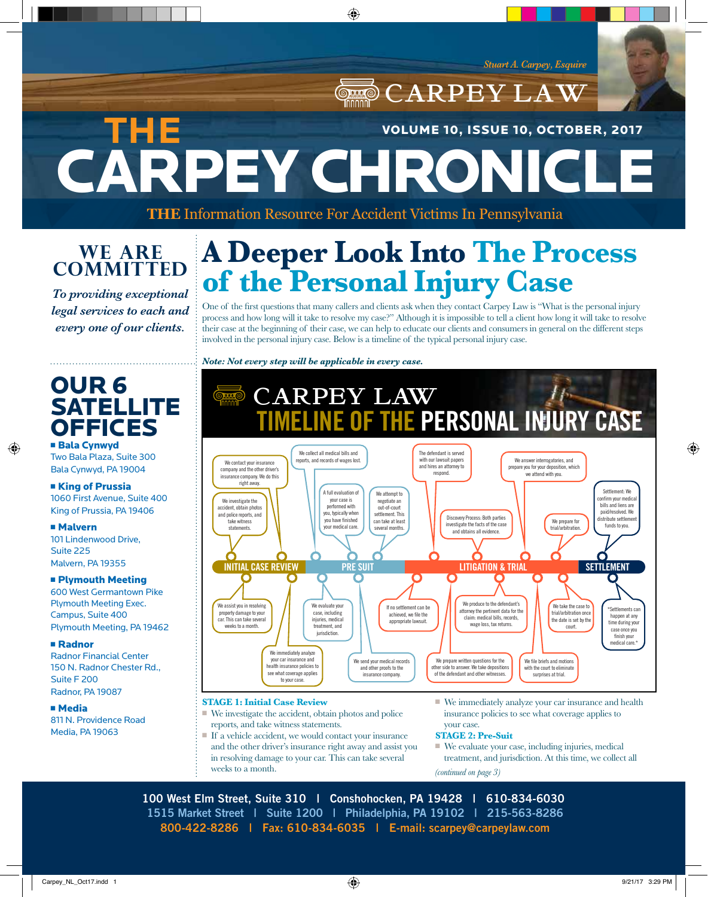Stuart A. Carpey, Esquire

CARPEY LAW

# THE CARPEY CHRONICLE

VOLUME 10, ISSUE 10, OCTOBER, 2017

THE Information Resource For Accident Victims In Pennsylvania

## WE ARE COMMITTED

*To providing exceptional legal services to each and every one of our clients.*

## OUR 6 SATELLITE OFFICES

- **Bala Cynwyd**
  Two Bala Plaza, Suite 300
  Bala Cynwyd, PA 19004
- **King of Prussia**
  1060 First Avenue, Suite 400
  King of Prussia, PA 19406
- **Malvern**
  101 Lindenwood Drive,
  Suite 225
  Malvern, PA 19355
- **Plymouth Meeting**
  600 West Germantown Pike
  Plymouth Meeting Exec.
  Campus, Suite 400
  Plymouth Meeting, PA 19462
- **Radnor**
  Radnor Financial Center
  150 N. Radnor Chester Rd.,
  Suite F 200
  Radnor, PA 19087
- **Media**
  811 N. Providence Road
  Media, PA 19063

# A Deeper Look Into The Process of the Personal Injury Case

One of the first questions that many callers and clients ask when they contact Carpey Law is "What is the personal injury process and how long will it take to resolve my case?" Although it is impossible to tell a client how long it will take to resolve their case at the beginning of their case, we can help to educate our clients and consumers in general on the different steps involved in the personal injury case. Below is a timeline of the typical personal injury case.

***Note: Not every step will be applicable in every case.***

## CARPEY LAW TIMELINE OF THE PERSONAL INJURY CASE

**INITIAL CASE REVIEW**
- We contact your insurance company and the other driver's insurance company. We do this right away.
- We investigate the accident, obtain photos and police reports, and take witness statements.
- We assist you in resolving property damage to your car. This can take several weeks to a month.
- We immediately analyze your car insurance and health insurance policies to see what coverage applies to your case.

**PRE SUIT**
- We collect all medical bills and reports, and records of wages lost.
- A full evaluation of your case is performed with you, typically when you have finished your medical care.
- We attempt to negotiate an out-of-court settlement. This can take at least several months.
- We evaluate your case, including injuries, medical treatment, and jurisdiction.
- We send your medical records and other proofs to the insurance company.

**LITIGATION & TRIAL**
- If no settlement can be achieved, we file the appropriate lawsuit.
- The defendant is served with our lawsuit papers and hires an attorney to respond.
- We prepare written questions for the other side to answer. We take depositions of the defendant and other witnesses.
- Discovery Process: Both parties investigate the facts of the case and obtains all evidence.
- We produce to the defendant's attorney the pertinent data for the claim: medical bills, records, wage loss, tax returns.
- We answer interrogatories, and prepare you for your deposition, which we attend with you.
- We file briefs and motions with the court to eliminate surprises at trial.
- We prepare for trial/arbitration.
- We take the case to trial/arbitration once the date is set by the court.

**SETTLEMENT**
- Settlement: We confirm your medical bills and liens are paid/resolved. We distribute settlement funds to you.
- *Settlements can happen at any time during your case once you finish your medical care.*

### STAGE 1: Initial Case Review

- We investigate the accident, obtain photos and police reports, and take witness statements.
- If a vehicle accident, we would contact your insurance and the other driver's insurance right away and assist you in resolving damage to your car. This can take several weeks to a month.
- We immediately analyze your car insurance and health insurance policies to see what coverage applies to your case.

### STAGE 2: Pre-Suit

- We evaluate your case, including injuries, medical treatment, and jurisdiction. At this time, we collect all

*(continued on page 3)*

100 West Elm Street, Suite 310 | Conshohocken, PA 19428 | 610-834-6030
1515 Market Street | Suite 1200 | Philadelphia, PA 19102 | 215-563-8286
800-422-8286 | Fax: 610-834-6035 | E-mail: scarpey@carpeylaw.com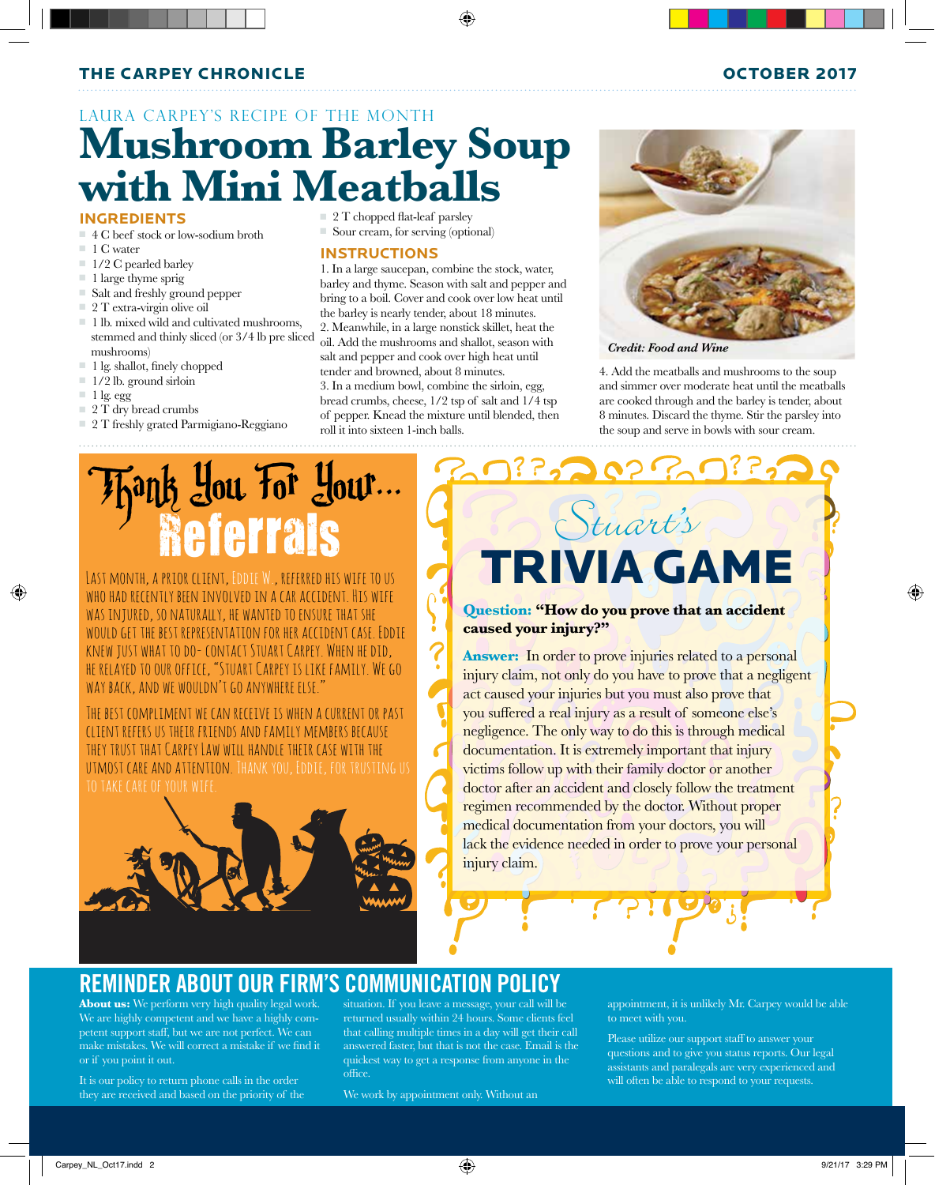LAURA CARPEY'S RECIPE OF THE MONTH

# Mushroom Barley Soup with Mini Meatballs

## INGREDIENTS

- 4 C beef stock or low-sodium broth
- 1 C water
- 1/2 C pearled barley
- 1 large thyme sprig
- Salt and freshly ground pepper
- 2 T extra-virgin olive oil
- 1 lb. mixed wild and cultivated mushrooms, stemmed and thinly sliced (or 3/4 lb pre sliced mushrooms)
- 1 lg. shallot, finely chopped
- 1/2 lb. ground sirloin
- 1 lg. egg
- 2 T dry bread crumbs
- 2 T freshly grated Parmigiano-Reggiano
- 2 T chopped flat-leaf parsley
- Sour cream, for serving (optional)

## INSTRUCTIONS

1. In a large saucepan, combine the stock, water, barley and thyme. Season with salt and pepper and bring to a boil. Cover and cook over low heat until the barley is nearly tender, about 18 minutes.
2. Meanwhile, in a large nonstick skillet, heat the oil. Add the mushrooms and shallot, season with salt and pepper and cook over high heat until tender and browned, about 8 minutes.
3. In a medium bowl, combine the sirloin, egg, bread crumbs, cheese, 1/2 tsp of salt and 1/4 tsp of pepper. Knead the mixture until blended, then roll it into sixteen 1-inch balls.
4. Add the meatballs and mushrooms to the soup and simmer over moderate heat until the meatballs are cooked through and the barley is tender, about 8 minutes. Discard the thyme. Stir the parsley into the soup and serve in bowls with sour cream.

*Credit: Food and Wine*

## Thank You For Your... Referrals

Last month, a prior client, Eddie W., referred his wife to us who had recently been involved in a car accident. His wife was injured, so naturally, he wanted to ensure that she would get the best representation for her accident case. Eddie knew just what to do- contact Stuart Carpey. When he did, he relayed to our office, "Stuart Carpey is like family. We go way back, and we wouldn't go anywhere else."

The best compliment we can receive is when a current or past client refers us their friends and family members because they trust that Carpey Law will handle their case with the utmost care and attention. Thank you, Eddie, for trusting us to take care of your wife.

## Stuart's TRIVIA GAME

**Question: "How do you prove that an accident caused your injury?"**

**Answer:** In order to prove injuries related to a personal injury claim, not only do you have to prove that a negligent act caused your injuries but you must also prove that you suffered a real injury as a result of someone else's negligence. The only way to do this is through medical documentation. It is extremely important that injury victims follow up with their family doctor or another doctor after an accident and closely follow the treatment regimen recommended by the doctor. Without proper medical documentation from your doctors, you will lack the evidence needed in order to prove your personal injury claim.

## REMINDER ABOUT OUR FIRM'S COMMUNICATION POLICY

**About us:** We perform very high quality legal work. We are highly competent and we have a highly competent support staff, but we are not perfect. We can make mistakes. We will correct a mistake if we find it or if you point it out.

It is our policy to return phone calls in the order they are received and based on the priority of the situation. If you leave a message, your call will be returned usually within 24 hours. Some clients feel that calling multiple times in a day will get their call answered faster, but that is not the case. Email is the quickest way to get a response from anyone in the office.

We work by appointment only. Without an appointment, it is unlikely Mr. Carpey would be able to meet with you.

Please utilize our support staff to answer your questions and to give you status reports. Our legal assistants and paralegals are very experienced and will often be able to respond to your requests.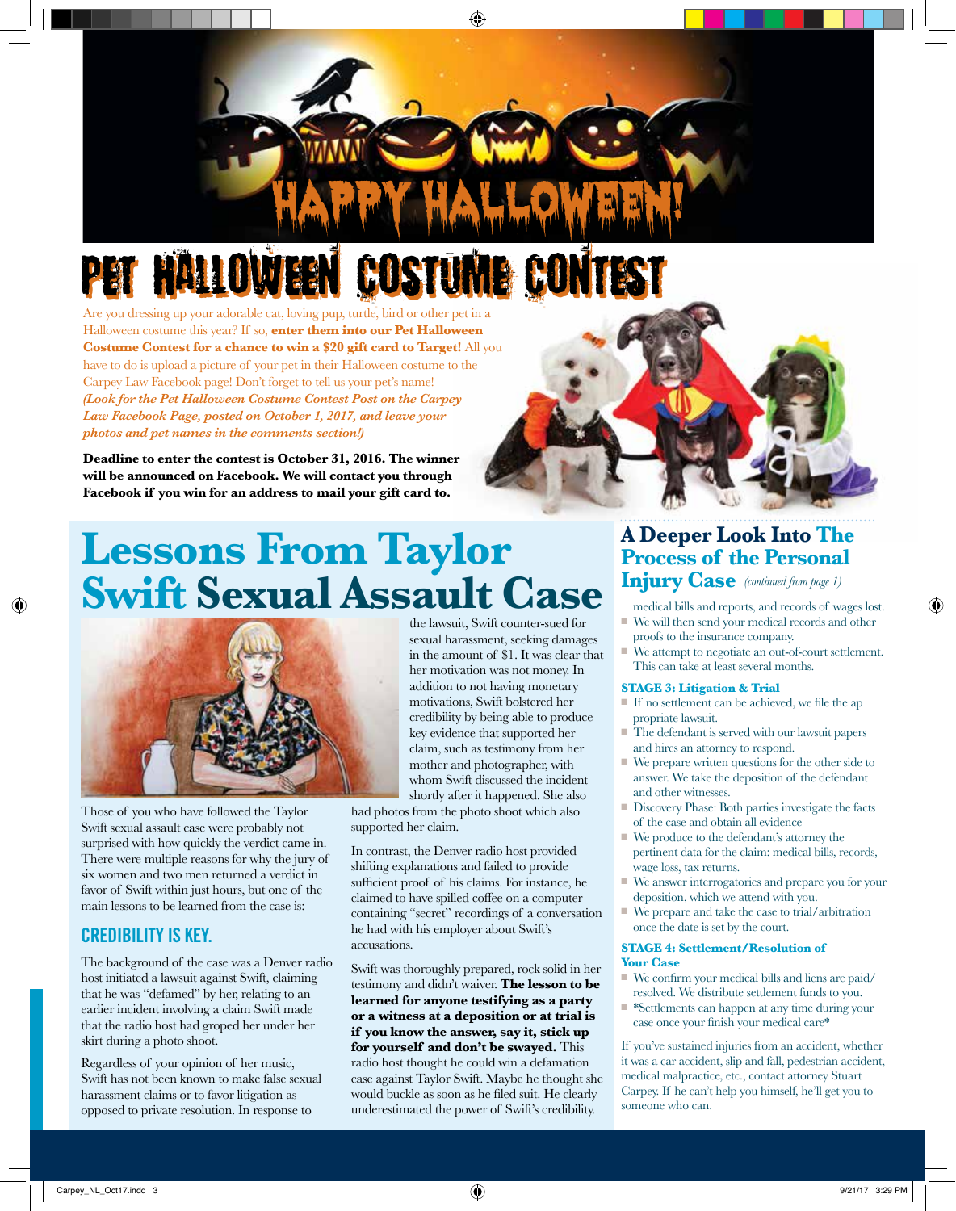# HAPPY HALLOWEEN!

## PET HALLOWEEN COSTUME CONTEST

Are you dressing up your adorable cat, loving pup, turtle, bird or other pet in a Halloween costume this year? If so, **enter them into our Pet Halloween Costume Contest for a chance to win a $20 gift card to Target!** All you have to do is upload a picture of your pet in their Halloween costume to the Carpey Law Facebook page! Don't forget to tell us your pet's name! ***(Look for the Pet Halloween Costume Contest Post on the Carpey Law Facebook Page, posted on October 1, 2017, and leave your photos and pet names in the comments section!)***

**Deadline to enter the contest is October 31, 2016. The winner will be announced on Facebook. We will contact you through Facebook if you win for an address to mail your gift card to.**

# Lessons From Taylor Swift Sexual Assault Case

Those of you who have followed the Taylor Swift sexual assault case were probably not surprised with how quickly the verdict came in. There were multiple reasons for why the jury of six women and two men returned a verdict in favor of Swift within just hours, but one of the main lessons to be learned from the case is:

### CREDIBILITY IS KEY.

The background of the case was a Denver radio host initiated a lawsuit against Swift, claiming that he was "defamed" by her, relating to an earlier incident involving a claim Swift made that the radio host had groped her under her skirt during a photo shoot.

Regardless of your opinion of her music, Swift has not been known to make false sexual harassment claims or to favor litigation as opposed to private resolution. In response to the lawsuit, Swift counter-sued for sexual harassment, seeking damages in the amount of $1. It was clear that her motivation was not money. In addition to not having monetary motivations, Swift bolstered her credibility by being able to produce key evidence that supported her claim, such as testimony from her mother and photographer, with whom Swift discussed the incident shortly after it happened. She also had photos from the photo shoot which also supported her claim.

In contrast, the Denver radio host provided shifting explanations and failed to provide sufficient proof of his claims. For instance, he claimed to have spilled coffee on a computer containing "secret" recordings of a conversation he had with his employer about Swift's accusations.

Swift was thoroughly prepared, rock solid in her testimony and didn't waiver. **The lesson to be learned for anyone testifying as a party or a witness at a deposition or at trial is if you know the answer, say it, stick up for yourself and don't be swayed.** This radio host thought he could win a defamation case against Taylor Swift. Maybe he thought she would buckle as soon as he filed suit. He clearly underestimated the power of Swift's credibility.

## A Deeper Look Into The Process of the Personal Injury Case *(continued from page 1)*

medical bills and reports, and records of wages lost.

- We will then send your medical records and other proofs to the insurance company.
- We attempt to negotiate an out-of-court settlement. This can take at least several months.

### STAGE 3: Litigation & Trial

- If no settlement can be achieved, we file the appropriate lawsuit.
- The defendant is served with our lawsuit papers and hires an attorney to respond.
- We prepare written questions for the other side to answer. We take the deposition of the defendant and other witnesses.
- Discovery Phase: Both parties investigate the facts of the case and obtain all evidence
- We produce to the defendant's attorney the pertinent data for the claim: medical bills, records, wage loss, tax returns.
- We answer interrogatories and prepare you for your deposition, which we attend with you.
- We prepare and take the case to trial/arbitration once the date is set by the court.

### STAGE 4: Settlement/Resolution of Your Case

- We confirm your medical bills and liens are paid/resolved. We distribute settlement funds to you.
- *Settlements can happen at any time during your case once your finish your medical care*

If you've sustained injuries from an accident, whether it was a car accident, slip and fall, pedestrian accident, medical malpractice, etc., contact attorney Stuart Carpey. If he can't help you himself, he'll get you to someone who can.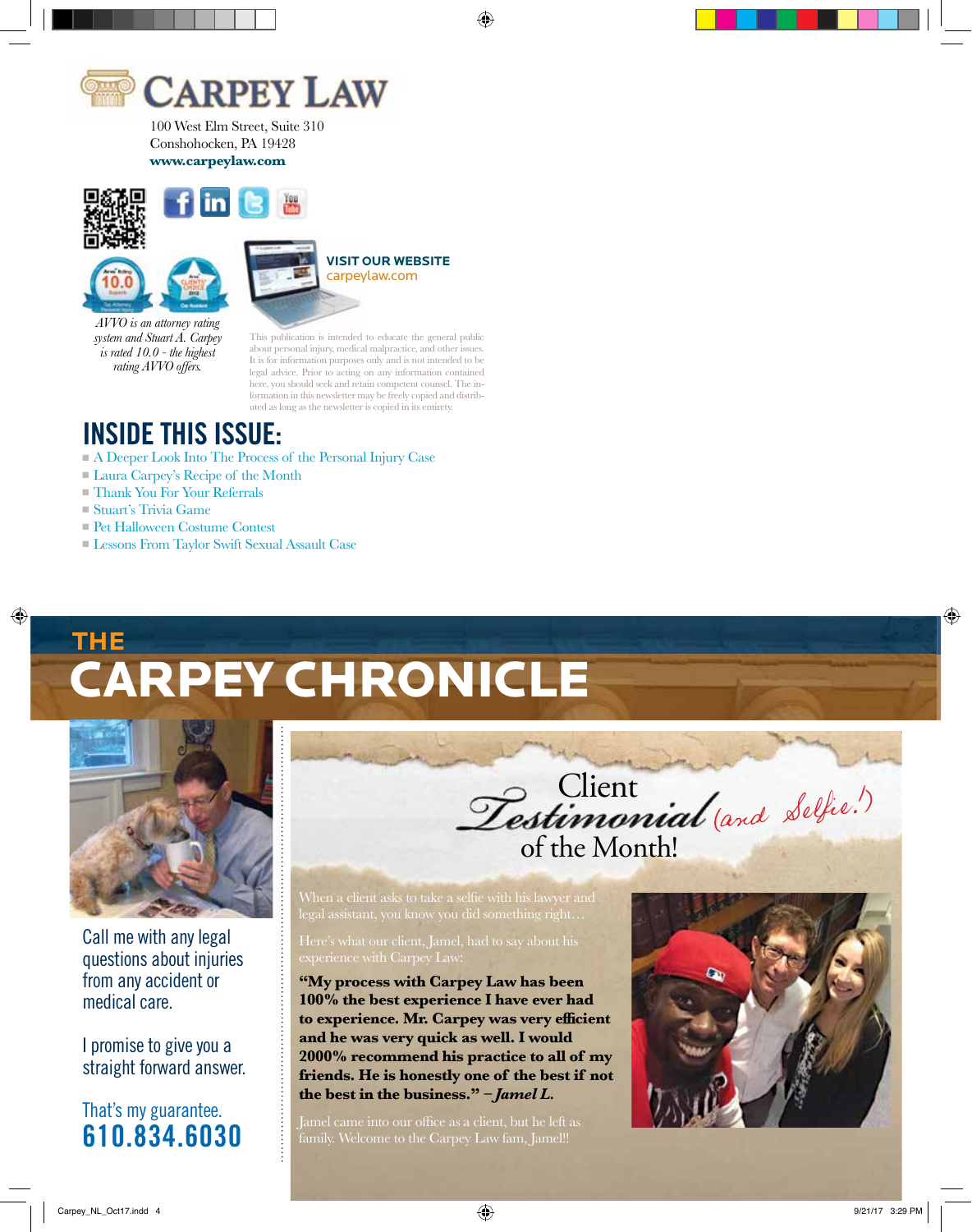# CARPEY LAW

100 West Elm Street, Suite 310
Conshohocken, PA 19428
**www.carpeylaw.com**

AVVO is an attorney rating system and Stuart A. Carpey is rated 10.0 - the highest rating AVVO offers.

**VISIT OUR WEBSITE**
carpeylaw.com

This publication is intended to educate the general public about personal injury, medical malpractice, and other issues. It is for information purposes only and is not intended to be legal advice. Prior to acting on any information contained here, you should seek and retain competent counsel. The information in this newsletter may be freely copied and distributed as long as the newsletter is copied in its entirety.

## INSIDE THIS ISSUE:

- A Deeper Look Into The Process of the Personal Injury Case
- Laura Carpey's Recipe of the Month
- Thank You For Your Referrals
- Stuart's Trivia Game
- Pet Halloween Costume Contest
- Lessons From Taylor Swift Sexual Assault Case

# THE CARPEY CHRONICLE

Call me with any legal questions about injuries from any accident or medical care.

I promise to give you a straight forward answer.

That's my guarantee.
**610.834.6030**

## Client Testimonial (and Selfie!) of the Month!

When a client asks to take a selfie with his lawyer and legal assistant, you know you did something right…

Here's what our client, Jamel, had to say about his experience with Carpey Law:

**"My process with Carpey Law has been 100% the best experience I have ever had to experience. Mr. Carpey was very efficient and he was very quick as well. I would 2000% recommend his practice to all of my friends. He is honestly one of the best if not the best in the business." –*Jamel L.***

Jamel came into our office as a client, but he left as family. Welcome to the Carpey Law fam, Jamel!!